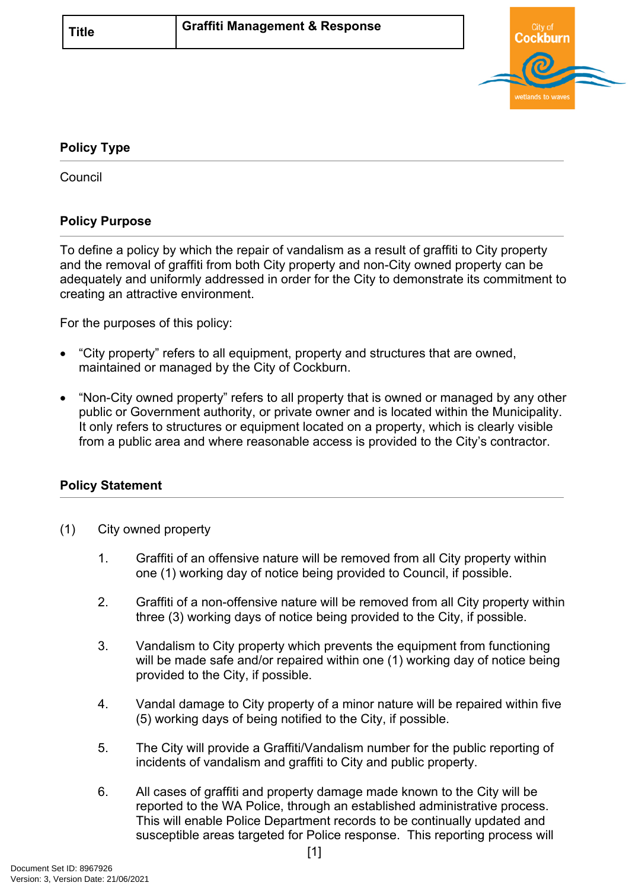| Title | Graffiti Management & Response |
| --- | --- |

## Policy Type

Council

## Policy Purpose

To define a policy by which the repair of vandalism as a result of graffiti to City property and the removal of graffiti from both City property and non-City owned property can be adequately and uniformly addressed in order for the City to demonstrate its commitment to creating an attractive environment.

For the purposes of this policy:

- "City property" refers to all equipment, property and structures that are owned, maintained or managed by the City of Cockburn.
- "Non-City owned property" refers to all property that is owned or managed by any other public or Government authority, or private owner and is located within the Municipality. It only refers to structures or equipment located on a property, which is clearly visible from a public area and where reasonable access is provided to the City's contractor.

## Policy Statement

(1) City owned property

1. Graffiti of an offensive nature will be removed from all City property within one (1) working day of notice being provided to Council, if possible.
2. Graffiti of a non-offensive nature will be removed from all City property within three (3) working days of notice being provided to the City, if possible.
3. Vandalism to City property which prevents the equipment from functioning will be made safe and/or repaired within one (1) working day of notice being provided to the City, if possible.
4. Vandal damage to City property of a minor nature will be repaired within five (5) working days of being notified to the City, if possible.
5. The City will provide a Graffiti/Vandalism number for the public reporting of incidents of vandalism and graffiti to City and public property.
6. All cases of graffiti and property damage made known to the City will be reported to the WA Police, through an established administrative process. This will enable Police Department records to be continually updated and susceptible areas targeted for Police response. This reporting process will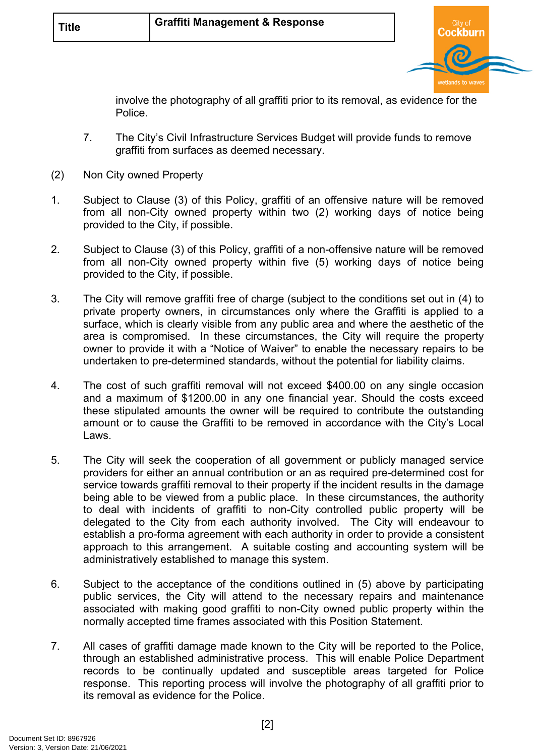involve the photography of all graffiti prior to its removal, as evidence for the Police.

7. The City's Civil Infrastructure Services Budget will provide funds to remove graffiti from surfaces as deemed necessary.

(2) Non City owned Property

1. Subject to Clause (3) of this Policy, graffiti of an offensive nature will be removed from all non-City owned property within two (2) working days of notice being provided to the City, if possible.

2. Subject to Clause (3) of this Policy, graffiti of a non-offensive nature will be removed from all non-City owned property within five (5) working days of notice being provided to the City, if possible.

3. The City will remove graffiti free of charge (subject to the conditions set out in (4) to private property owners, in circumstances only where the Graffiti is applied to a surface, which is clearly visible from any public area and where the aesthetic of the area is compromised. In these circumstances, the City will require the property owner to provide it with a "Notice of Waiver" to enable the necessary repairs to be undertaken to pre-determined standards, without the potential for liability claims.

4. The cost of such graffiti removal will not exceed $400.00 on any single occasion and a maximum of $1200.00 in any one financial year. Should the costs exceed these stipulated amounts the owner will be required to contribute the outstanding amount or to cause the Graffiti to be removed in accordance with the City's Local Laws.

5. The City will seek the cooperation of all government or publicly managed service providers for either an annual contribution or an as required pre-determined cost for service towards graffiti removal to their property if the incident results in the damage being able to be viewed from a public place. In these circumstances, the authority to deal with incidents of graffiti to non-City controlled public property will be delegated to the City from each authority involved. The City will endeavour to establish a pro-forma agreement with each authority in order to provide a consistent approach to this arrangement. A suitable costing and accounting system will be administratively established to manage this system.

6. Subject to the acceptance of the conditions outlined in (5) above by participating public services, the City will attend to the necessary repairs and maintenance associated with making good graffiti to non-City owned public property within the normally accepted time frames associated with this Position Statement.

7. All cases of graffiti damage made known to the City will be reported to the Police, through an established administrative process. This will enable Police Department records to be continually updated and susceptible areas targeted for Police response. This reporting process will involve the photography of all graffiti prior to its removal as evidence for the Police.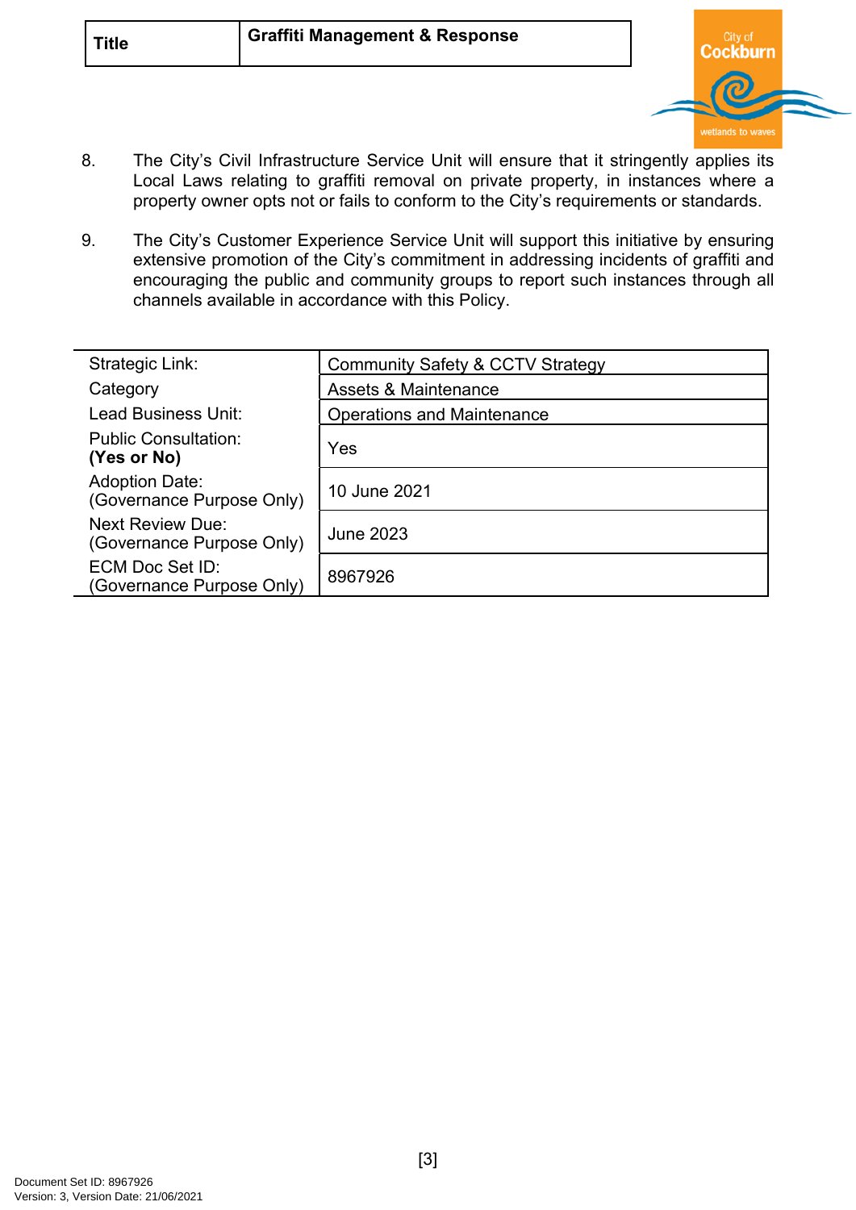| Title | Graffiti Management & Response |
|---|---|

8. The City's Civil Infrastructure Service Unit will ensure that it stringently applies its Local Laws relating to graffiti removal on private property, in instances where a property owner opts not or fails to conform to the City's requirements or standards.

9. The City's Customer Experience Service Unit will support this initiative by ensuring extensive promotion of the City's commitment in addressing incidents of graffiti and encouraging the public and community groups to report such instances through all channels available in accordance with this Policy.

| | |
|---|---|
| Strategic Link: | Community Safety & CCTV Strategy |
| Category | Assets & Maintenance |
| Lead Business Unit: | Operations and Maintenance |
| Public Consultation: **(Yes or No)** | Yes |
| Adoption Date: (Governance Purpose Only) | 10 June 2021 |
| Next Review Due: (Governance Purpose Only) | June 2023 |
| ECM Doc Set ID: (Governance Purpose Only) | 8967926 |